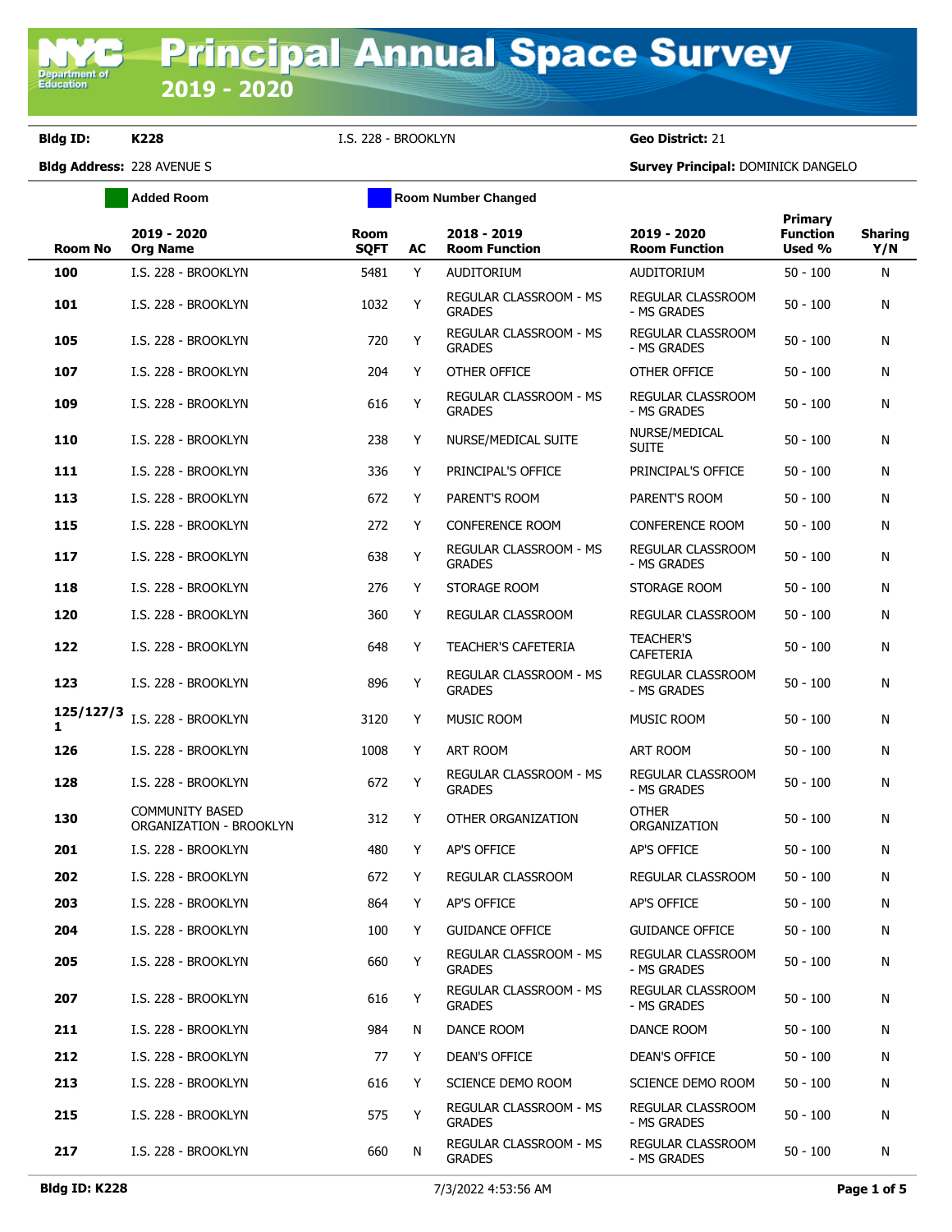# Principal Annual Space Survey 2019 - 2020

**Bldg ID:** K228 I.S. 228 - BROOKLYN **Geo District:** 21

**Bldg Address:** 228 AVENUE S **Survey Principal:** DOMINICK DANGELO

Added Room | Room Number Changed

| Room No | 2019 - 2020 Org Name | Room SQFT | AC | 2018 - 2019 Room Function | 2019 - 2020 Room Function | Primary Function Used % | Sharing Y/N |
|---|---|---|---|---|---|---|---|
| 100 | I.S. 228 - BROOKLYN | 5481 | Y | AUDITORIUM | AUDITORIUM | 50 - 100 | N |
| 101 | I.S. 228 - BROOKLYN | 1032 | Y | REGULAR CLASSROOM - MS GRADES | REGULAR CLASSROOM - MS GRADES | 50 - 100 | N |
| 105 | I.S. 228 - BROOKLYN | 720 | Y | REGULAR CLASSROOM - MS GRADES | REGULAR CLASSROOM - MS GRADES | 50 - 100 | N |
| 107 | I.S. 228 - BROOKLYN | 204 | Y | OTHER OFFICE | OTHER OFFICE | 50 - 100 | N |
| 109 | I.S. 228 - BROOKLYN | 616 | Y | REGULAR CLASSROOM - MS GRADES | REGULAR CLASSROOM - MS GRADES | 50 - 100 | N |
| 110 | I.S. 228 - BROOKLYN | 238 | Y | NURSE/MEDICAL SUITE | NURSE/MEDICAL SUITE | 50 - 100 | N |
| 111 | I.S. 228 - BROOKLYN | 336 | Y | PRINCIPAL'S OFFICE | PRINCIPAL'S OFFICE | 50 - 100 | N |
| 113 | I.S. 228 - BROOKLYN | 672 | Y | PARENT'S ROOM | PARENT'S ROOM | 50 - 100 | N |
| 115 | I.S. 228 - BROOKLYN | 272 | Y | CONFERENCE ROOM | CONFERENCE ROOM | 50 - 100 | N |
| 117 | I.S. 228 - BROOKLYN | 638 | Y | REGULAR CLASSROOM - MS GRADES | REGULAR CLASSROOM - MS GRADES | 50 - 100 | N |
| 118 | I.S. 228 - BROOKLYN | 276 | Y | STORAGE ROOM | STORAGE ROOM | 50 - 100 | N |
| 120 | I.S. 228 - BROOKLYN | 360 | Y | REGULAR CLASSROOM | REGULAR CLASSROOM | 50 - 100 | N |
| 122 | I.S. 228 - BROOKLYN | 648 | Y | TEACHER'S CAFETERIA | TEACHER'S CAFETERIA | 50 - 100 | N |
| 123 | I.S. 228 - BROOKLYN | 896 | Y | REGULAR CLASSROOM - MS GRADES | REGULAR CLASSROOM - MS GRADES | 50 - 100 | N |
| 125/127/31 | I.S. 228 - BROOKLYN | 3120 | Y | MUSIC ROOM | MUSIC ROOM | 50 - 100 | N |
| 126 | I.S. 228 - BROOKLYN | 1008 | Y | ART ROOM | ART ROOM | 50 - 100 | N |
| 128 | I.S. 228 - BROOKLYN | 672 | Y | REGULAR CLASSROOM - MS GRADES | REGULAR CLASSROOM - MS GRADES | 50 - 100 | N |
| 130 | COMMUNITY BASED ORGANIZATION - BROOKLYN | 312 | Y | OTHER ORGANIZATION | OTHER ORGANIZATION | 50 - 100 | N |
| 201 | I.S. 228 - BROOKLYN | 480 | Y | AP'S OFFICE | AP'S OFFICE | 50 - 100 | N |
| 202 | I.S. 228 - BROOKLYN | 672 | Y | REGULAR CLASSROOM | REGULAR CLASSROOM | 50 - 100 | N |
| 203 | I.S. 228 - BROOKLYN | 864 | Y | AP'S OFFICE | AP'S OFFICE | 50 - 100 | N |
| 204 | I.S. 228 - BROOKLYN | 100 | Y | GUIDANCE OFFICE | GUIDANCE OFFICE | 50 - 100 | N |
| 205 | I.S. 228 - BROOKLYN | 660 | Y | REGULAR CLASSROOM - MS GRADES | REGULAR CLASSROOM - MS GRADES | 50 - 100 | N |
| 207 | I.S. 228 - BROOKLYN | 616 | Y | REGULAR CLASSROOM - MS GRADES | REGULAR CLASSROOM - MS GRADES | 50 - 100 | N |
| 211 | I.S. 228 - BROOKLYN | 984 | N | DANCE ROOM | DANCE ROOM | 50 - 100 | N |
| 212 | I.S. 228 - BROOKLYN | 77 | Y | DEAN'S OFFICE | DEAN'S OFFICE | 50 - 100 | N |
| 213 | I.S. 228 - BROOKLYN | 616 | Y | SCIENCE DEMO ROOM | SCIENCE DEMO ROOM | 50 - 100 | N |
| 215 | I.S. 228 - BROOKLYN | 575 | Y | REGULAR CLASSROOM - MS GRADES | REGULAR CLASSROOM - MS GRADES | 50 - 100 | N |
| 217 | I.S. 228 - BROOKLYN | 660 | N | REGULAR CLASSROOM - MS GRADES | REGULAR CLASSROOM - MS GRADES | 50 - 100 | N |

Bldg ID: K228 7/3/2022 4:53:56 AM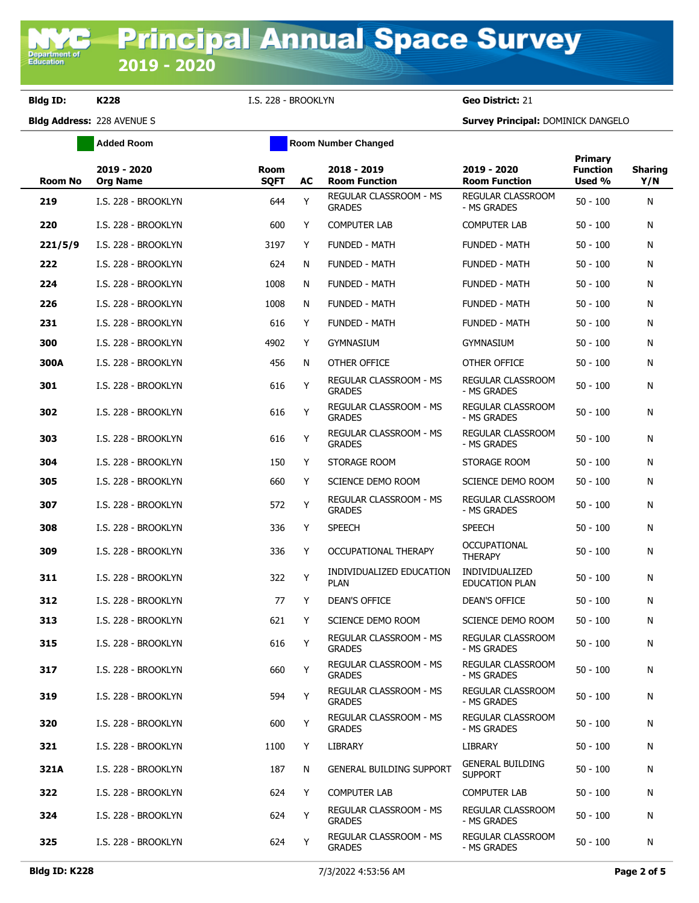# Principal Annual Space Survey 2019 - 2020

**Bldg ID:** K228 I.S. 228 - BROOKLYN **Geo District:** 21

**Bldg Address:** 228 AVENUE S **Survey Principal:** DOMINICK DANGELO

Added Room | Room Number Changed

| Room No | 2019 - 2020 Org Name | Room SQFT | AC | 2018 - 2019 Room Function | 2019 - 2020 Room Function | Primary Function Used % | Sharing Y/N |
|---|---|---|---|---|---|---|---|
| 219 | I.S. 228 - BROOKLYN | 644 | Y | REGULAR CLASSROOM - MS GRADES | REGULAR CLASSROOM - MS GRADES | 50 - 100 | N |
| 220 | I.S. 228 - BROOKLYN | 600 | Y | COMPUTER LAB | COMPUTER LAB | 50 - 100 | N |
| 221/5/9 | I.S. 228 - BROOKLYN | 3197 | Y | FUNDED - MATH | FUNDED - MATH | 50 - 100 | N |
| 222 | I.S. 228 - BROOKLYN | 624 | N | FUNDED - MATH | FUNDED - MATH | 50 - 100 | N |
| 224 | I.S. 228 - BROOKLYN | 1008 | N | FUNDED - MATH | FUNDED - MATH | 50 - 100 | N |
| 226 | I.S. 228 - BROOKLYN | 1008 | N | FUNDED - MATH | FUNDED - MATH | 50 - 100 | N |
| 231 | I.S. 228 - BROOKLYN | 616 | Y | FUNDED - MATH | FUNDED - MATH | 50 - 100 | N |
| 300 | I.S. 228 - BROOKLYN | 4902 | Y | GYMNASIUM | GYMNASIUM | 50 - 100 | N |
| 300A | I.S. 228 - BROOKLYN | 456 | N | OTHER OFFICE | OTHER OFFICE | 50 - 100 | N |
| 301 | I.S. 228 - BROOKLYN | 616 | Y | REGULAR CLASSROOM - MS GRADES | REGULAR CLASSROOM - MS GRADES | 50 - 100 | N |
| 302 | I.S. 228 - BROOKLYN | 616 | Y | REGULAR CLASSROOM - MS GRADES | REGULAR CLASSROOM - MS GRADES | 50 - 100 | N |
| 303 | I.S. 228 - BROOKLYN | 616 | Y | REGULAR CLASSROOM - MS GRADES | REGULAR CLASSROOM - MS GRADES | 50 - 100 | N |
| 304 | I.S. 228 - BROOKLYN | 150 | Y | STORAGE ROOM | STORAGE ROOM | 50 - 100 | N |
| 305 | I.S. 228 - BROOKLYN | 660 | Y | SCIENCE DEMO ROOM | SCIENCE DEMO ROOM | 50 - 100 | N |
| 307 | I.S. 228 - BROOKLYN | 572 | Y | REGULAR CLASSROOM - MS GRADES | REGULAR CLASSROOM - MS GRADES | 50 - 100 | N |
| 308 | I.S. 228 - BROOKLYN | 336 | Y | SPEECH | SPEECH | 50 - 100 | N |
| 309 | I.S. 228 - BROOKLYN | 336 | Y | OCCUPATIONAL THERAPY | OCCUPATIONAL THERAPY | 50 - 100 | N |
| 311 | I.S. 228 - BROOKLYN | 322 | Y | INDIVIDUALIZED EDUCATION PLAN | INDIVIDUALIZED EDUCATION PLAN | 50 - 100 | N |
| 312 | I.S. 228 - BROOKLYN | 77 | Y | DEAN'S OFFICE | DEAN'S OFFICE | 50 - 100 | N |
| 313 | I.S. 228 - BROOKLYN | 621 | Y | SCIENCE DEMO ROOM | SCIENCE DEMO ROOM | 50 - 100 | N |
| 315 | I.S. 228 - BROOKLYN | 616 | Y | REGULAR CLASSROOM - MS GRADES | REGULAR CLASSROOM - MS GRADES | 50 - 100 | N |
| 317 | I.S. 228 - BROOKLYN | 660 | Y | REGULAR CLASSROOM - MS GRADES | REGULAR CLASSROOM - MS GRADES | 50 - 100 | N |
| 319 | I.S. 228 - BROOKLYN | 594 | Y | REGULAR CLASSROOM - MS GRADES | REGULAR CLASSROOM - MS GRADES | 50 - 100 | N |
| 320 | I.S. 228 - BROOKLYN | 600 | Y | REGULAR CLASSROOM - MS GRADES | REGULAR CLASSROOM - MS GRADES | 50 - 100 | N |
| 321 | I.S. 228 - BROOKLYN | 1100 | Y | LIBRARY | LIBRARY | 50 - 100 | N |
| 321A | I.S. 228 - BROOKLYN | 187 | N | GENERAL BUILDING SUPPORT | GENERAL BUILDING SUPPORT | 50 - 100 | N |
| 322 | I.S. 228 - BROOKLYN | 624 | Y | COMPUTER LAB | COMPUTER LAB | 50 - 100 | N |
| 324 | I.S. 228 - BROOKLYN | 624 | Y | REGULAR CLASSROOM - MS GRADES | REGULAR CLASSROOM - MS GRADES | 50 - 100 | N |
| 325 | I.S. 228 - BROOKLYN | 624 | Y | REGULAR CLASSROOM - MS GRADES | REGULAR CLASSROOM - MS GRADES | 50 - 100 | N |

**Bldg ID: K228** 7/3/2022 4:53:56 AM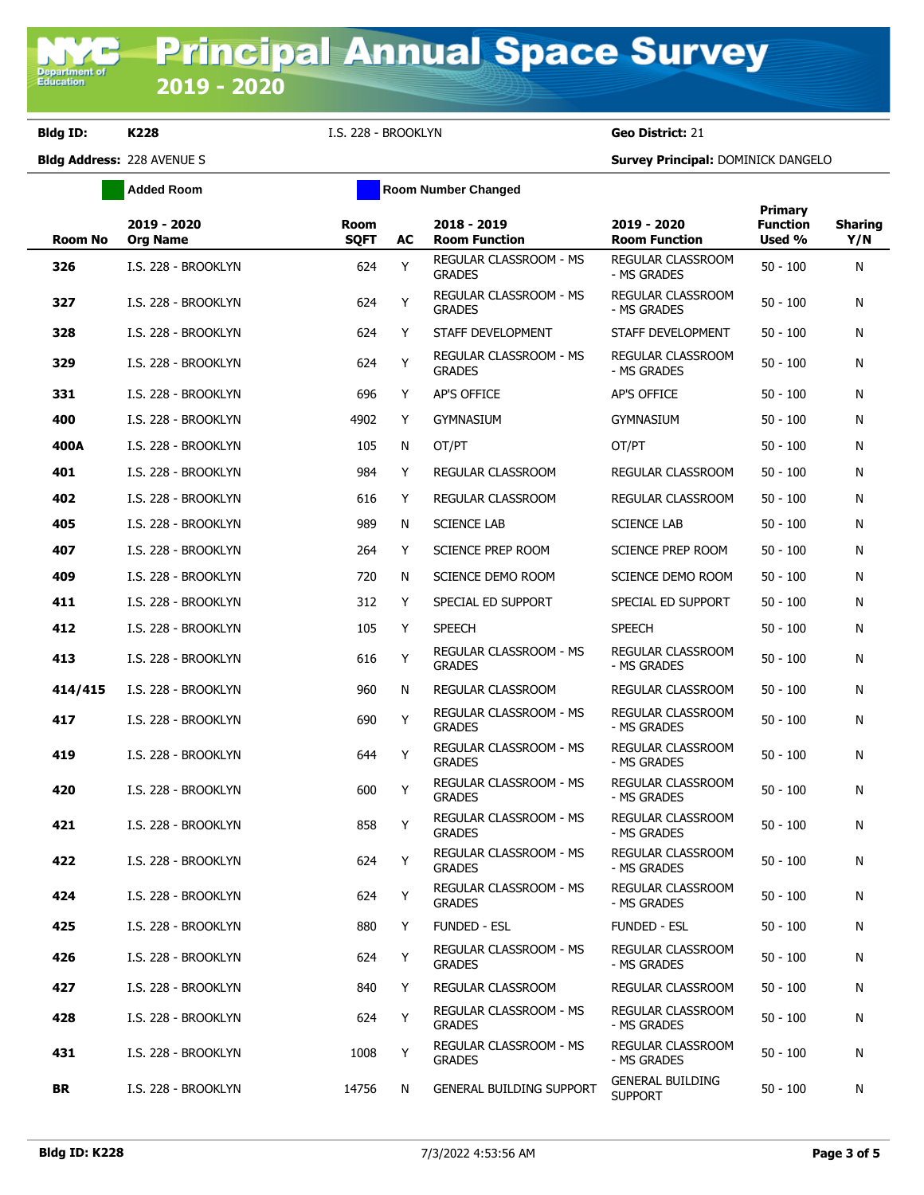**Bldg ID:** **K228** I.S. 228 - BROOKLYN **Geo District:** 21

**Bldg Address:** 228 AVENUE S **Survey Principal:** DOMINICK DANGELO

Added Room | Room Number Changed

| Room No | 2019 - 2020 Org Name | Room SQFT | AC | 2018 - 2019 Room Function | 2019 - 2020 Room Function | Primary Function Used % | Sharing Y/N |
|---|---|---|---|---|---|---|---|
| **326** | I.S. 228 - BROOKLYN | 624 | Y | REGULAR CLASSROOM - MS GRADES | REGULAR CLASSROOM - MS GRADES | 50 - 100 | N |
| **327** | I.S. 228 - BROOKLYN | 624 | Y | REGULAR CLASSROOM - MS GRADES | REGULAR CLASSROOM - MS GRADES | 50 - 100 | N |
| **328** | I.S. 228 - BROOKLYN | 624 | Y | STAFF DEVELOPMENT | STAFF DEVELOPMENT | 50 - 100 | N |
| **329** | I.S. 228 - BROOKLYN | 624 | Y | REGULAR CLASSROOM - MS GRADES | REGULAR CLASSROOM - MS GRADES | 50 - 100 | N |
| **331** | I.S. 228 - BROOKLYN | 696 | Y | AP'S OFFICE | AP'S OFFICE | 50 - 100 | N |
| **400** | I.S. 228 - BROOKLYN | 4902 | Y | GYMNASIUM | GYMNASIUM | 50 - 100 | N |
| **400A** | I.S. 228 - BROOKLYN | 105 | N | OT/PT | OT/PT | 50 - 100 | N |
| **401** | I.S. 228 - BROOKLYN | 984 | Y | REGULAR CLASSROOM | REGULAR CLASSROOM | 50 - 100 | N |
| **402** | I.S. 228 - BROOKLYN | 616 | Y | REGULAR CLASSROOM | REGULAR CLASSROOM | 50 - 100 | N |
| **405** | I.S. 228 - BROOKLYN | 989 | N | SCIENCE LAB | SCIENCE LAB | 50 - 100 | N |
| **407** | I.S. 228 - BROOKLYN | 264 | Y | SCIENCE PREP ROOM | SCIENCE PREP ROOM | 50 - 100 | N |
| **409** | I.S. 228 - BROOKLYN | 720 | N | SCIENCE DEMO ROOM | SCIENCE DEMO ROOM | 50 - 100 | N |
| **411** | I.S. 228 - BROOKLYN | 312 | Y | SPECIAL ED SUPPORT | SPECIAL ED SUPPORT | 50 - 100 | N |
| **412** | I.S. 228 - BROOKLYN | 105 | Y | SPEECH | SPEECH | 50 - 100 | N |
| **413** | I.S. 228 - BROOKLYN | 616 | Y | REGULAR CLASSROOM - MS GRADES | REGULAR CLASSROOM - MS GRADES | 50 - 100 | N |
| **414/415** | I.S. 228 - BROOKLYN | 960 | N | REGULAR CLASSROOM | REGULAR CLASSROOM | 50 - 100 | N |
| **417** | I.S. 228 - BROOKLYN | 690 | Y | REGULAR CLASSROOM - MS GRADES | REGULAR CLASSROOM - MS GRADES | 50 - 100 | N |
| **419** | I.S. 228 - BROOKLYN | 644 | Y | REGULAR CLASSROOM - MS GRADES | REGULAR CLASSROOM - MS GRADES | 50 - 100 | N |
| **420** | I.S. 228 - BROOKLYN | 600 | Y | REGULAR CLASSROOM - MS GRADES | REGULAR CLASSROOM - MS GRADES | 50 - 100 | N |
| **421** | I.S. 228 - BROOKLYN | 858 | Y | REGULAR CLASSROOM - MS GRADES | REGULAR CLASSROOM - MS GRADES | 50 - 100 | N |
| **422** | I.S. 228 - BROOKLYN | 624 | Y | REGULAR CLASSROOM - MS GRADES | REGULAR CLASSROOM - MS GRADES | 50 - 100 | N |
| **424** | I.S. 228 - BROOKLYN | 624 | Y | REGULAR CLASSROOM - MS GRADES | REGULAR CLASSROOM - MS GRADES | 50 - 100 | N |
| **425** | I.S. 228 - BROOKLYN | 880 | Y | FUNDED - ESL | FUNDED - ESL | 50 - 100 | N |
| **426** | I.S. 228 - BROOKLYN | 624 | Y | REGULAR CLASSROOM - MS GRADES | REGULAR CLASSROOM - MS GRADES | 50 - 100 | N |
| **427** | I.S. 228 - BROOKLYN | 840 | Y | REGULAR CLASSROOM | REGULAR CLASSROOM | 50 - 100 | N |
| **428** | I.S. 228 - BROOKLYN | 624 | Y | REGULAR CLASSROOM - MS GRADES | REGULAR CLASSROOM - MS GRADES | 50 - 100 | N |
| **431** | I.S. 228 - BROOKLYN | 1008 | Y | REGULAR CLASSROOM - MS GRADES | REGULAR CLASSROOM - MS GRADES | 50 - 100 | N |
| **BR** | I.S. 228 - BROOKLYN | 14756 | N | GENERAL BUILDING SUPPORT | GENERAL BUILDING SUPPORT | 50 - 100 | N |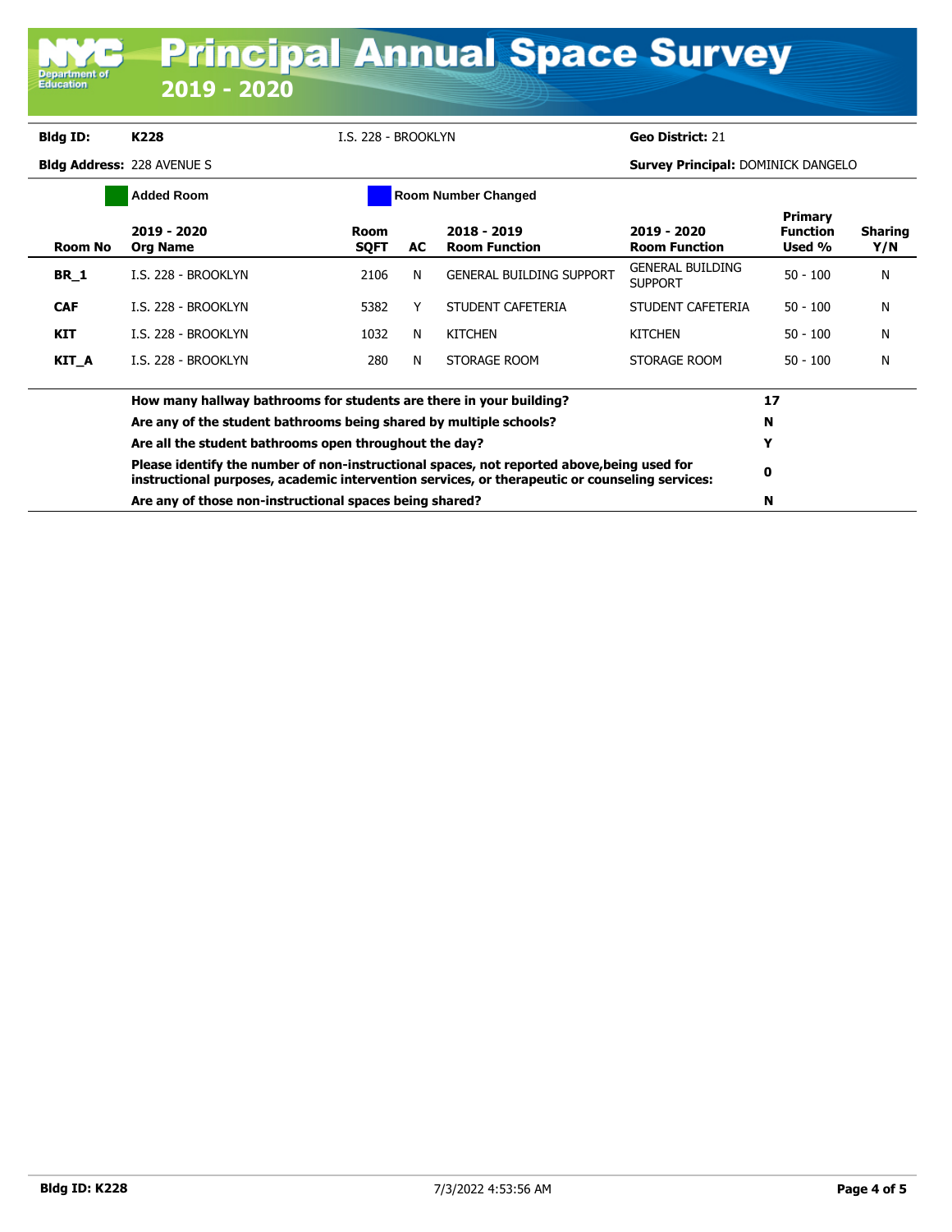# Principal Annual Space Survey 2019 - 2020

**Bldg ID:** K228 I.S. 228 - BROOKLYN **Geo District:** 21

**Bldg Address:** 228 AVENUE S **Survey Principal:** DOMINICK DANGELO

Added Room | Room Number Changed

| Room No | 2019 - 2020 Org Name | Room SQFT | AC | 2018 - 2019 Room Function | 2019 - 2020 Room Function | Primary Function Used % | Sharing Y/N |
|---|---|---|---|---|---|---|---|
| **BR_1** | I.S. 228 - BROOKLYN | 2106 | N | GENERAL BUILDING SUPPORT | GENERAL BUILDING SUPPORT | 50 - 100 | N |
| **CAF** | I.S. 228 - BROOKLYN | 5382 | Y | STUDENT CAFETERIA | STUDENT CAFETERIA | 50 - 100 | N |
| **KIT** | I.S. 228 - BROOKLYN | 1032 | N | KITCHEN | KITCHEN | 50 - 100 | N |
| **KIT_A** | I.S. 228 - BROOKLYN | 280 | N | STORAGE ROOM | STORAGE ROOM | 50 - 100 | N |

| Question | Answer |
|---|---|
| **How many hallway bathrooms for students are there in your building?** | **17** |
| **Are any of the student bathrooms being shared by multiple schools?** | **N** |
| **Are all the student bathrooms open throughout the day?** | **Y** |
| **Please identify the number of non-instructional spaces, not reported above,being used for instructional purposes, academic intervention services, or therapeutic or counseling services:** | **0** |
| **Are any of those non-instructional spaces being shared?** | **N** |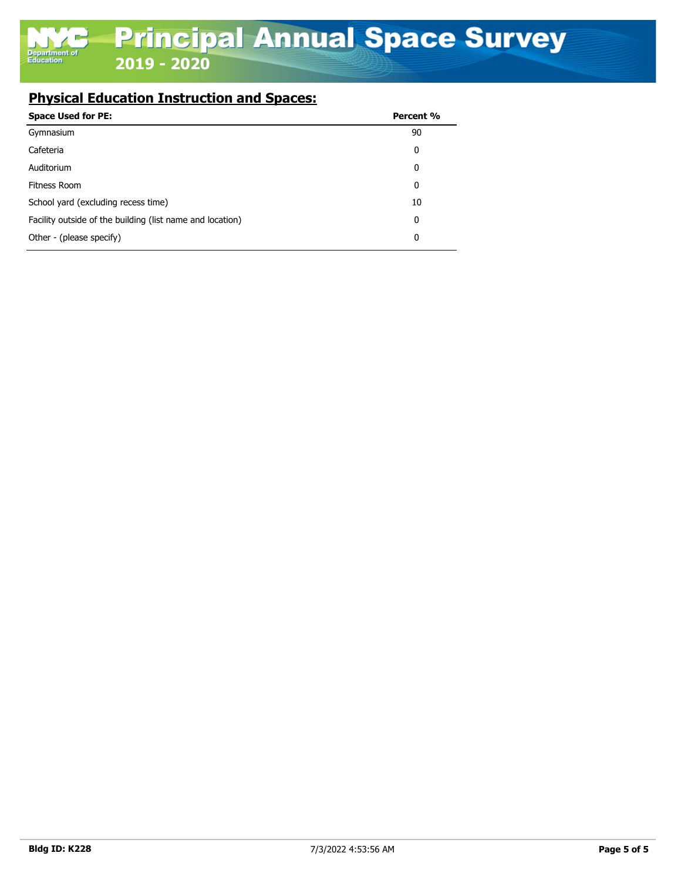## Physical Education Instruction and Spaces:

| Space Used for PE: | Percent % |
|---|---|
| Gymnasium | 90 |
| Cafeteria | 0 |
| Auditorium | 0 |
| Fitness Room | 0 |
| School yard (excluding recess time) | 10 |
| Facility outside of the building (list name and location) | 0 |
| Other - (please specify) | 0 |